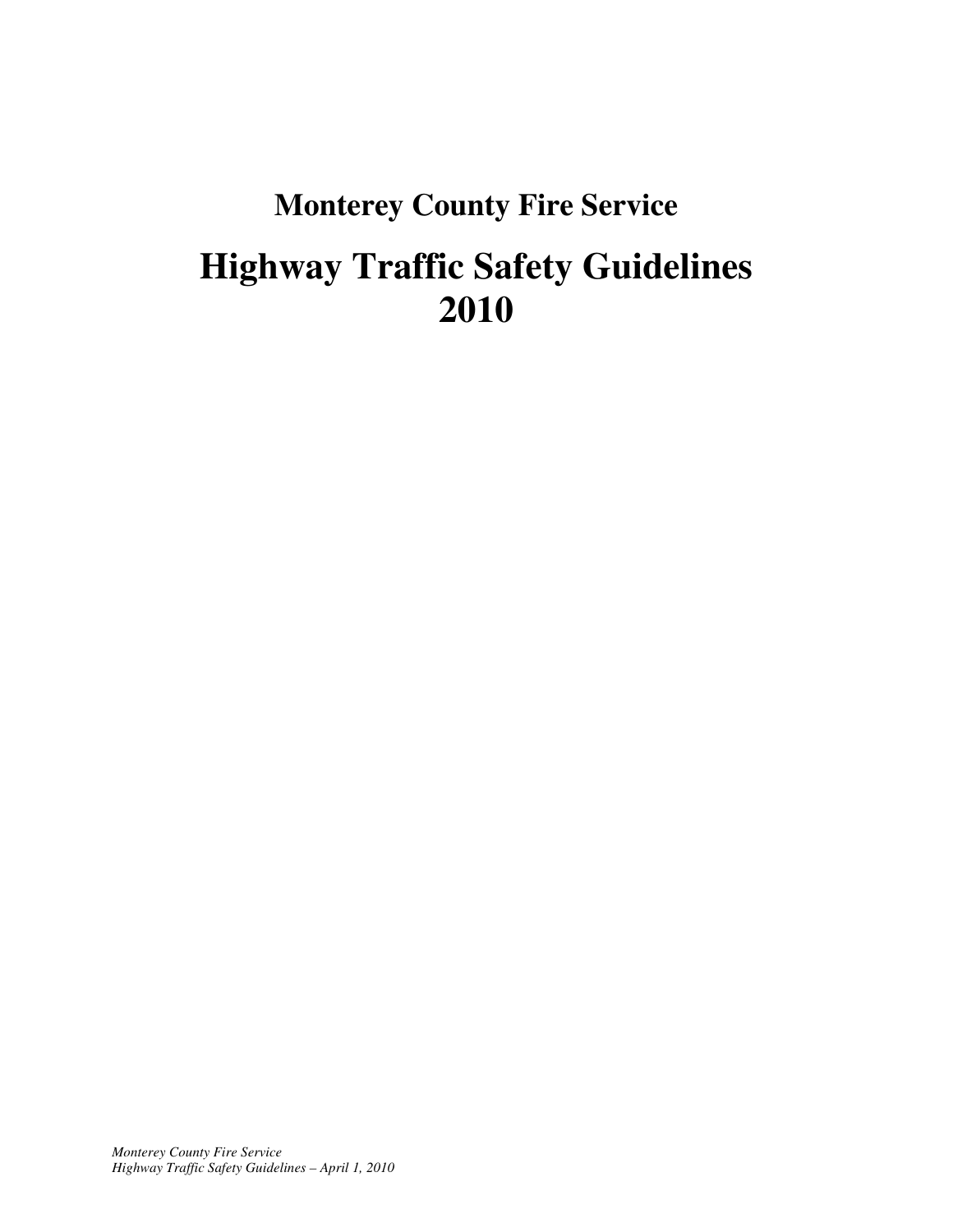## Monterey County Fire Service

# Highway Traffic Safety Guidelines 2010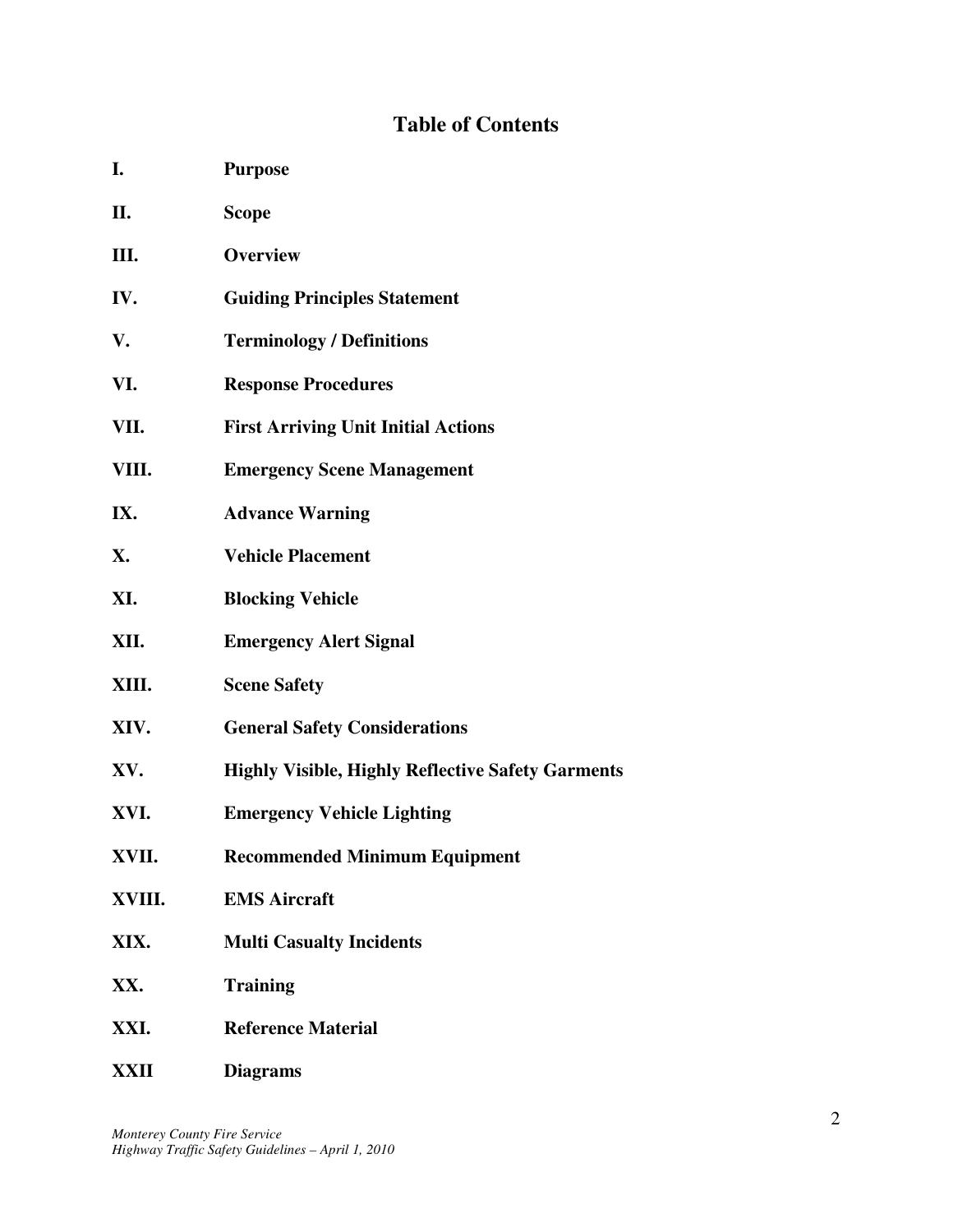# Table of Contents

| | |
|---|---|
| **I.** | **Purpose** |
| **II.** | **Scope** |
| **III.** | **Overview** |
| **IV.** | **Guiding Principles Statement** |
| **V.** | **Terminology / Definitions** |
| **VI.** | **Response Procedures** |
| **VII.** | **First Arriving Unit Initial Actions** |
| **VIII.** | **Emergency Scene Management** |
| **IX.** | **Advance Warning** |
| **X.** | **Vehicle Placement** |
| **XI.** | **Blocking Vehicle** |
| **XII.** | **Emergency Alert Signal** |
| **XIII.** | **Scene Safety** |
| **XIV.** | **General Safety Considerations** |
| **XV.** | **Highly Visible, Highly Reflective Safety Garments** |
| **XVI.** | **Emergency Vehicle Lighting** |
| **XVII.** | **Recommended Minimum Equipment** |
| **XVIII.** | **EMS Aircraft** |
| **XIX.** | **Multi Casualty Incidents** |
| **XX.** | **Training** |
| **XXI.** | **Reference Material** |
| **XXII** | **Diagrams** |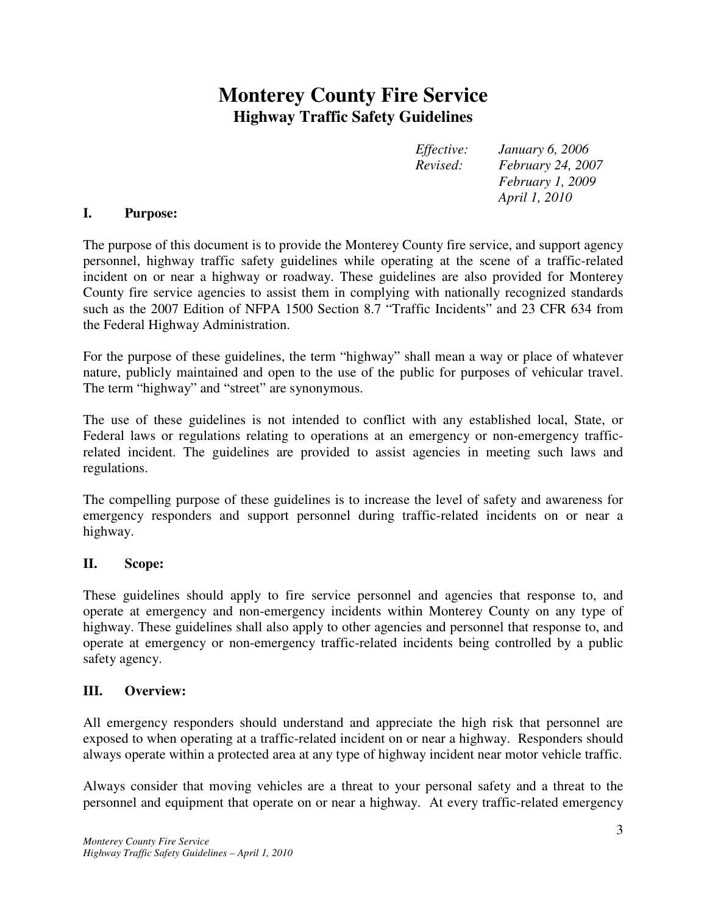# Monterey County Fire Service

## Highway Traffic Safety Guidelines

*Effective: January 6, 2006*
*Revised: February 24, 2007*
*February 1, 2009*
*April 1, 2010*

### I. Purpose:

The purpose of this document is to provide the Monterey County fire service, and support agency personnel, highway traffic safety guidelines while operating at the scene of a traffic-related incident on or near a highway or roadway. These guidelines are also provided for Monterey County fire service agencies to assist them in complying with nationally recognized standards such as the 2007 Edition of NFPA 1500 Section 8.7 "Traffic Incidents" and 23 CFR 634 from the Federal Highway Administration.

For the purpose of these guidelines, the term "highway" shall mean a way or place of whatever nature, publicly maintained and open to the use of the public for purposes of vehicular travel. The term "highway" and "street" are synonymous.

The use of these guidelines is not intended to conflict with any established local, State, or Federal laws or regulations relating to operations at an emergency or non-emergency traffic-related incident. The guidelines are provided to assist agencies in meeting such laws and regulations.

The compelling purpose of these guidelines is to increase the level of safety and awareness for emergency responders and support personnel during traffic-related incidents on or near a highway.

### II. Scope:

These guidelines should apply to fire service personnel and agencies that response to, and operate at emergency and non-emergency incidents within Monterey County on any type of highway. These guidelines shall also apply to other agencies and personnel that response to, and operate at emergency or non-emergency traffic-related incidents being controlled by a public safety agency.

### III. Overview:

All emergency responders should understand and appreciate the high risk that personnel are exposed to when operating at a traffic-related incident on or near a highway. Responders should always operate within a protected area at any type of highway incident near motor vehicle traffic.

Always consider that moving vehicles are a threat to your personal safety and a threat to the personnel and equipment that operate on or near a highway. At every traffic-related emergency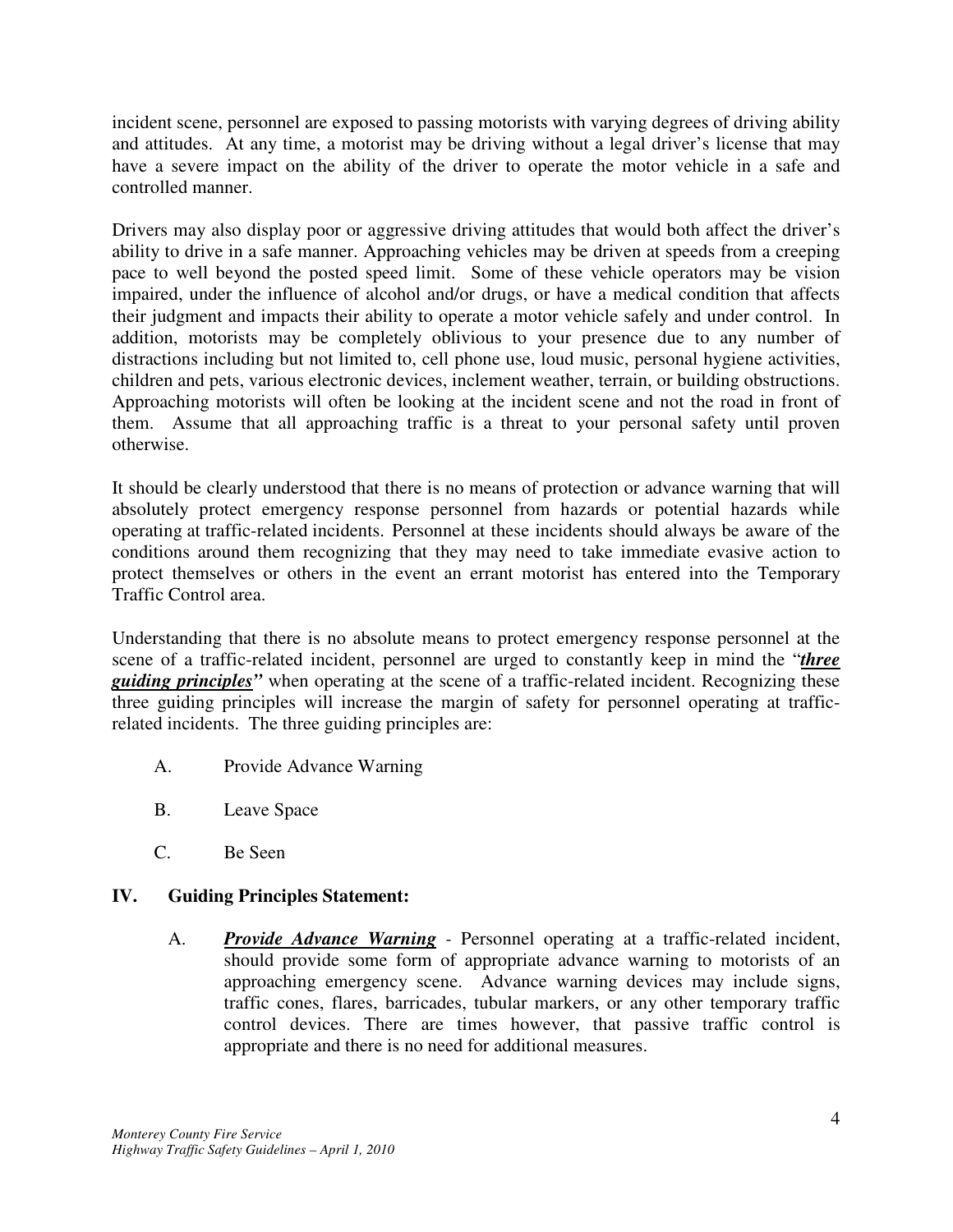incident scene, personnel are exposed to passing motorists with varying degrees of driving ability and attitudes. At any time, a motorist may be driving without a legal driver's license that may have a severe impact on the ability of the driver to operate the motor vehicle in a safe and controlled manner.

Drivers may also display poor or aggressive driving attitudes that would both affect the driver's ability to drive in a safe manner. Approaching vehicles may be driven at speeds from a creeping pace to well beyond the posted speed limit. Some of these vehicle operators may be vision impaired, under the influence of alcohol and/or drugs, or have a medical condition that affects their judgment and impacts their ability to operate a motor vehicle safely and under control. In addition, motorists may be completely oblivious to your presence due to any number of distractions including but not limited to, cell phone use, loud music, personal hygiene activities, children and pets, various electronic devices, inclement weather, terrain, or building obstructions. Approaching motorists will often be looking at the incident scene and not the road in front of them. Assume that all approaching traffic is a threat to your personal safety until proven otherwise.

It should be clearly understood that there is no means of protection or advance warning that will absolutely protect emergency response personnel from hazards or potential hazards while operating at traffic-related incidents. Personnel at these incidents should always be aware of the conditions around them recognizing that they may need to take immediate evasive action to protect themselves or others in the event an errant motorist has entered into the Temporary Traffic Control area.

Understanding that there is no absolute means to protect emergency response personnel at the scene of a traffic-related incident, personnel are urged to constantly keep in mind the "***three guiding principles***" when operating at the scene of a traffic-related incident. Recognizing these three guiding principles will increase the margin of safety for personnel operating at traffic-related incidents. The three guiding principles are:

A. Provide Advance Warning

B. Leave Space

C. Be Seen

## IV. Guiding Principles Statement:

A. ***Provide Advance Warning*** - Personnel operating at a traffic-related incident, should provide some form of appropriate advance warning to motorists of an approaching emergency scene. Advance warning devices may include signs, traffic cones, flares, barricades, tubular markers, or any other temporary traffic control devices. There are times however, that passive traffic control is appropriate and there is no need for additional measures.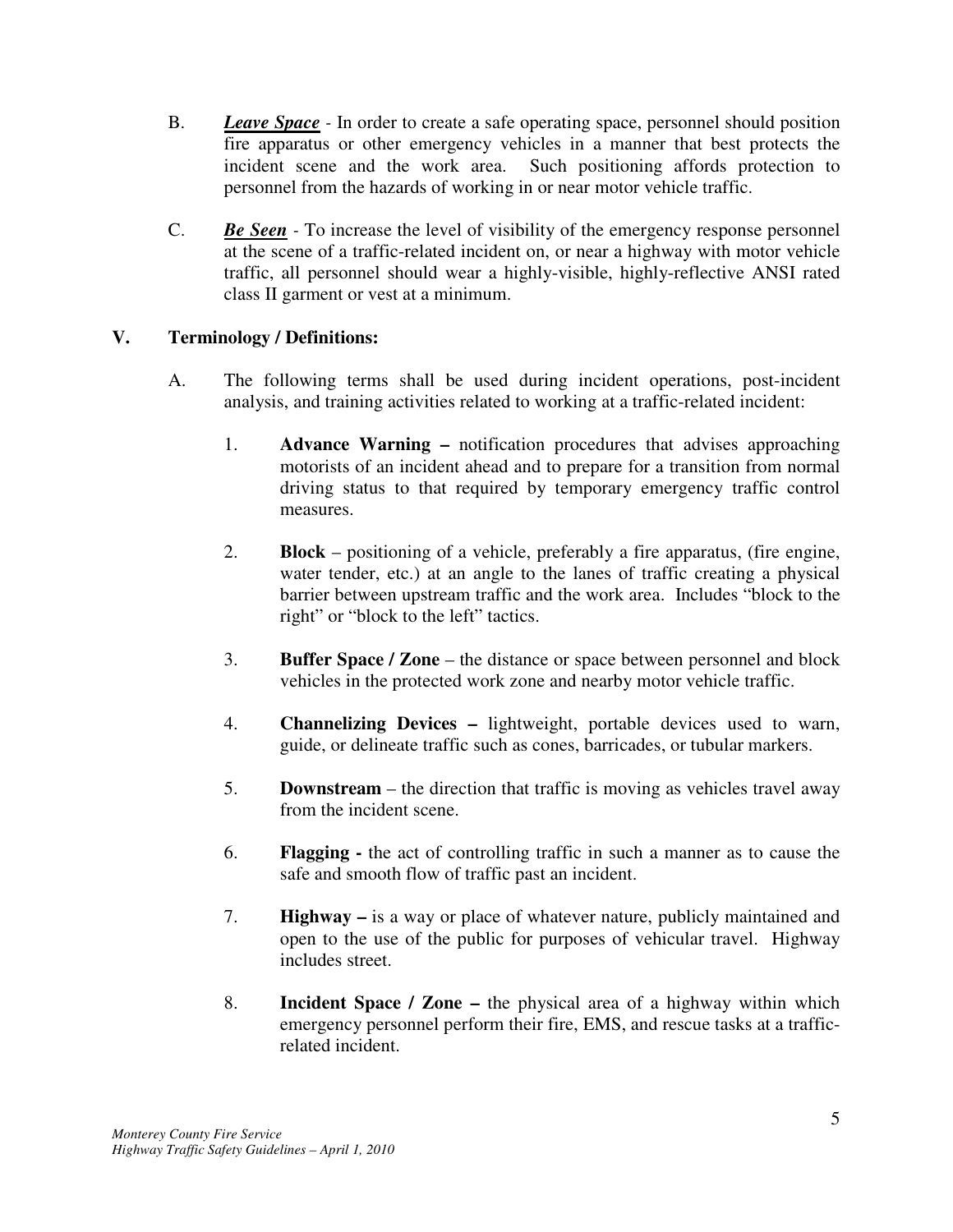B. ***Leave Space*** - In order to create a safe operating space, personnel should position fire apparatus or other emergency vehicles in a manner that best protects the incident scene and the work area. Such positioning affords protection to personnel from the hazards of working in or near motor vehicle traffic.

C. ***Be Seen*** - To increase the level of visibility of the emergency response personnel at the scene of a traffic-related incident on, or near a highway with motor vehicle traffic, all personnel should wear a highly-visible, highly-reflective ANSI rated class II garment or vest at a minimum.

## V. Terminology / Definitions:

A. The following terms shall be used during incident operations, post-incident analysis, and training activities related to working at a traffic-related incident:

1. **Advance Warning –** notification procedures that advises approaching motorists of an incident ahead and to prepare for a transition from normal driving status to that required by temporary emergency traffic control measures.

2. **Block** – positioning of a vehicle, preferably a fire apparatus, (fire engine, water tender, etc.) at an angle to the lanes of traffic creating a physical barrier between upstream traffic and the work area. Includes "block to the right" or "block to the left" tactics.

3. **Buffer Space / Zone** – the distance or space between personnel and block vehicles in the protected work zone and nearby motor vehicle traffic.

4. **Channelizing Devices –** lightweight, portable devices used to warn, guide, or delineate traffic such as cones, barricades, or tubular markers.

5. **Downstream** – the direction that traffic is moving as vehicles travel away from the incident scene.

6. **Flagging -** the act of controlling traffic in such a manner as to cause the safe and smooth flow of traffic past an incident.

7. **Highway –** is a way or place of whatever nature, publicly maintained and open to the use of the public for purposes of vehicular travel. Highway includes street.

8. **Incident Space / Zone –** the physical area of a highway within which emergency personnel perform their fire, EMS, and rescue tasks at a traffic-related incident.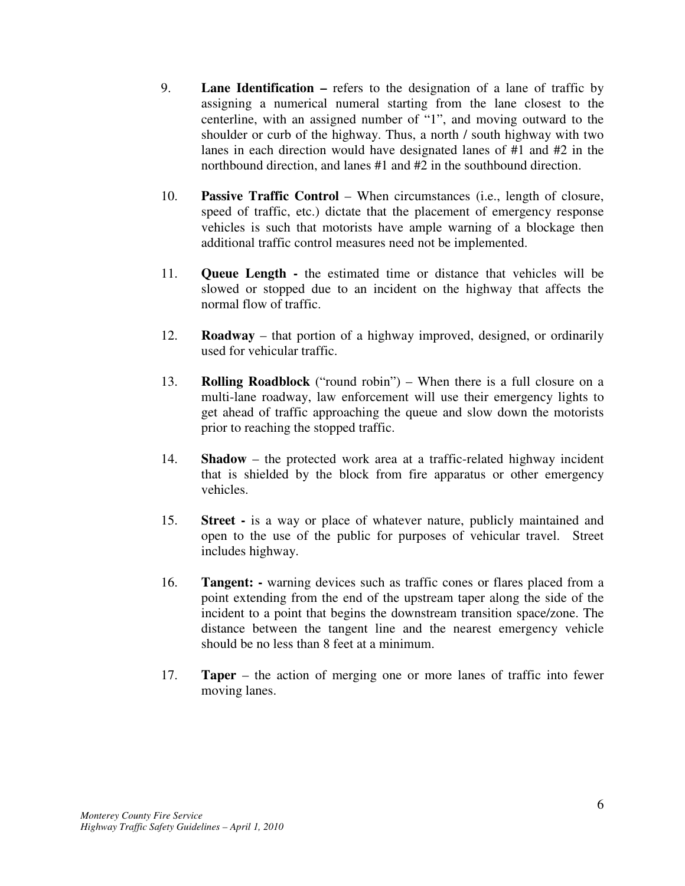9. **Lane Identification –** refers to the designation of a lane of traffic by assigning a numerical numeral starting from the lane closest to the centerline, with an assigned number of "1", and moving outward to the shoulder or curb of the highway. Thus, a north / south highway with two lanes in each direction would have designated lanes of #1 and #2 in the northbound direction, and lanes #1 and #2 in the southbound direction.

10. **Passive Traffic Control** – When circumstances (i.e., length of closure, speed of traffic, etc.) dictate that the placement of emergency response vehicles is such that motorists have ample warning of a blockage then additional traffic control measures need not be implemented.

11. **Queue Length -** the estimated time or distance that vehicles will be slowed or stopped due to an incident on the highway that affects the normal flow of traffic.

12. **Roadway** – that portion of a highway improved, designed, or ordinarily used for vehicular traffic.

13. **Rolling Roadblock** ("round robin") – When there is a full closure on a multi-lane roadway, law enforcement will use their emergency lights to get ahead of traffic approaching the queue and slow down the motorists prior to reaching the stopped traffic.

14. **Shadow** – the protected work area at a traffic-related highway incident that is shielded by the block from fire apparatus or other emergency vehicles.

15. **Street -** is a way or place of whatever nature, publicly maintained and open to the use of the public for purposes of vehicular travel. Street includes highway.

16. **Tangent: -** warning devices such as traffic cones or flares placed from a point extending from the end of the upstream taper along the side of the incident to a point that begins the downstream transition space/zone. The distance between the tangent line and the nearest emergency vehicle should be no less than 8 feet at a minimum.

17. **Taper** – the action of merging one or more lanes of traffic into fewer moving lanes.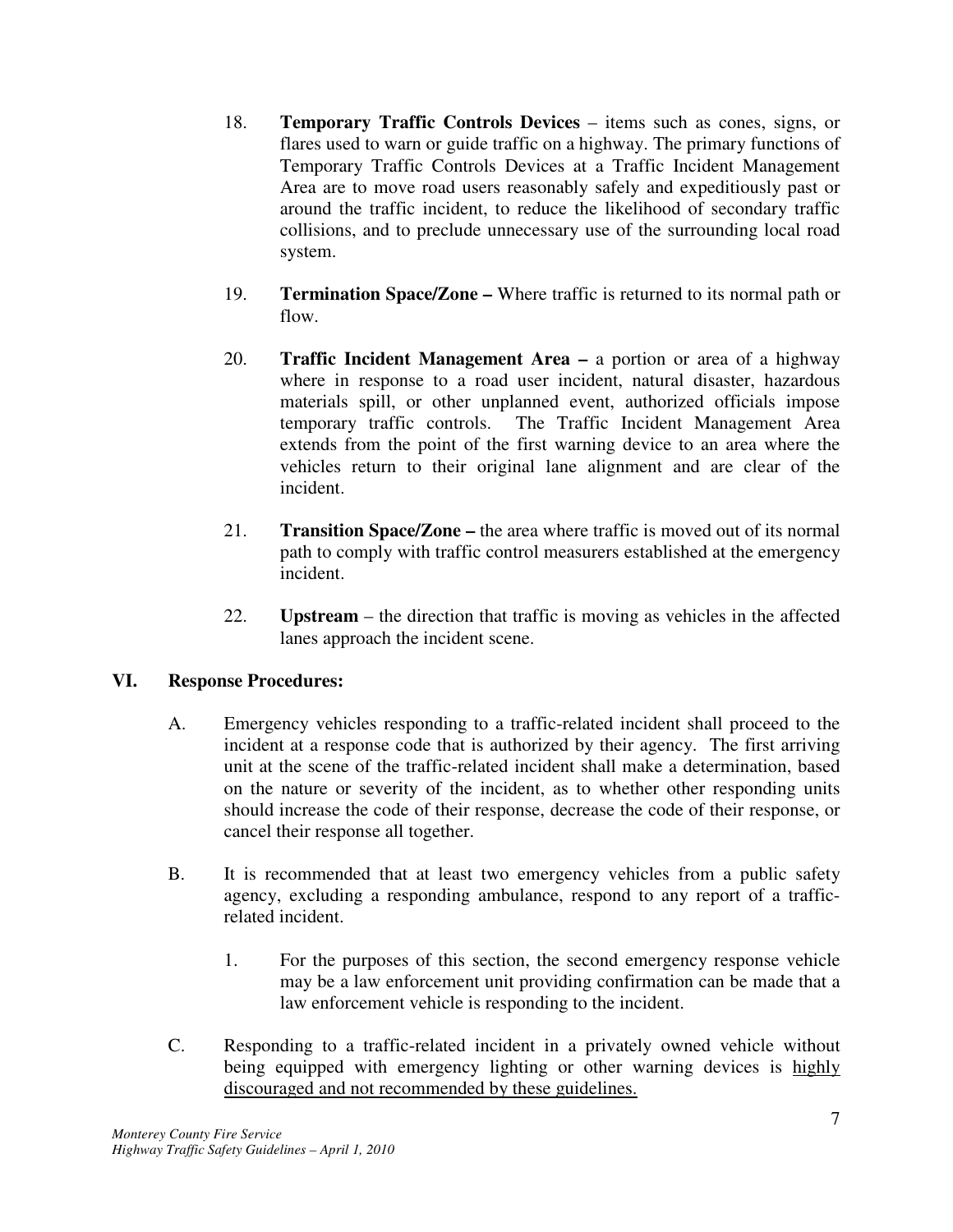18. **Temporary Traffic Controls Devices** – items such as cones, signs, or flares used to warn or guide traffic on a highway. The primary functions of Temporary Traffic Controls Devices at a Traffic Incident Management Area are to move road users reasonably safely and expeditiously past or around the traffic incident, to reduce the likelihood of secondary traffic collisions, and to preclude unnecessary use of the surrounding local road system.

19. **Termination Space/Zone –** Where traffic is returned to its normal path or flow.

20. **Traffic Incident Management Area –** a portion or area of a highway where in response to a road user incident, natural disaster, hazardous materials spill, or other unplanned event, authorized officials impose temporary traffic controls. The Traffic Incident Management Area extends from the point of the first warning device to an area where the vehicles return to their original lane alignment and are clear of the incident.

21. **Transition Space/Zone –** the area where traffic is moved out of its normal path to comply with traffic control measurers established at the emergency incident.

22. **Upstream** – the direction that traffic is moving as vehicles in the affected lanes approach the incident scene.

## VI. Response Procedures:

A. Emergency vehicles responding to a traffic-related incident shall proceed to the incident at a response code that is authorized by their agency. The first arriving unit at the scene of the traffic-related incident shall make a determination, based on the nature or severity of the incident, as to whether other responding units should increase the code of their response, decrease the code of their response, or cancel their response all together.

B. It is recommended that at least two emergency vehicles from a public safety agency, excluding a responding ambulance, respond to any report of a traffic-related incident.

   1. For the purposes of this section, the second emergency response vehicle may be a law enforcement unit providing confirmation can be made that a law enforcement vehicle is responding to the incident.

C. Responding to a traffic-related incident in a privately owned vehicle without being equipped with emergency lighting or other warning devices is <u>highly discouraged and not recommended by these guidelines.</u>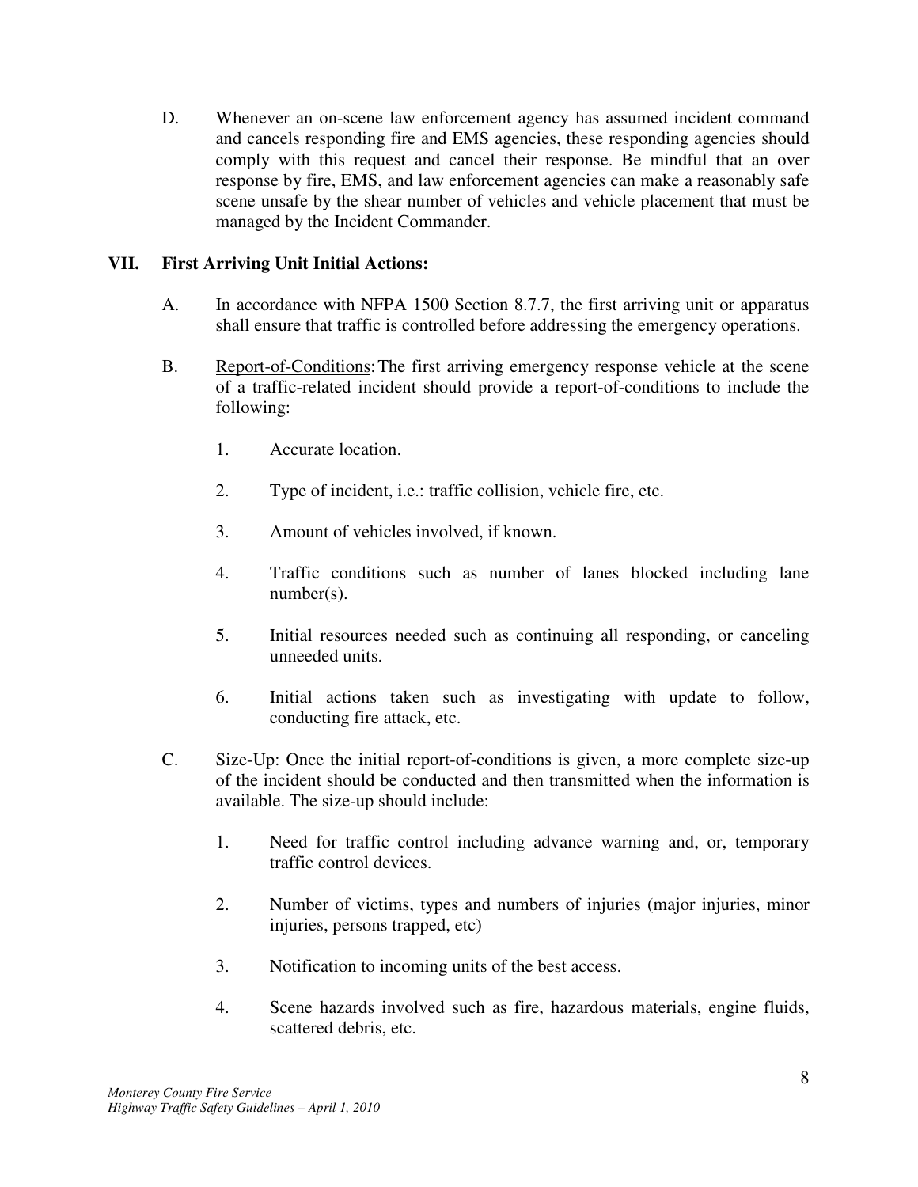D. Whenever an on-scene law enforcement agency has assumed incident command and cancels responding fire and EMS agencies, these responding agencies should comply with this request and cancel their response. Be mindful that an over response by fire, EMS, and law enforcement agencies can make a reasonably safe scene unsafe by the shear number of vehicles and vehicle placement that must be managed by the Incident Commander.

## VII. First Arriving Unit Initial Actions:

A. In accordance with NFPA 1500 Section 8.7.7, the first arriving unit or apparatus shall ensure that traffic is controlled before addressing the emergency operations.

B. Report-of-Conditions: The first arriving emergency response vehicle at the scene of a traffic-related incident should provide a report-of-conditions to include the following:

1. Accurate location.
2. Type of incident, i.e.: traffic collision, vehicle fire, etc.
3. Amount of vehicles involved, if known.
4. Traffic conditions such as number of lanes blocked including lane number(s).
5. Initial resources needed such as continuing all responding, or canceling unneeded units.
6. Initial actions taken such as investigating with update to follow, conducting fire attack, etc.

C. Size-Up: Once the initial report-of-conditions is given, a more complete size-up of the incident should be conducted and then transmitted when the information is available. The size-up should include:

1. Need for traffic control including advance warning and, or, temporary traffic control devices.
2. Number of victims, types and numbers of injuries (major injuries, minor injuries, persons trapped, etc)
3. Notification to incoming units of the best access.
4. Scene hazards involved such as fire, hazardous materials, engine fluids, scattered debris, etc.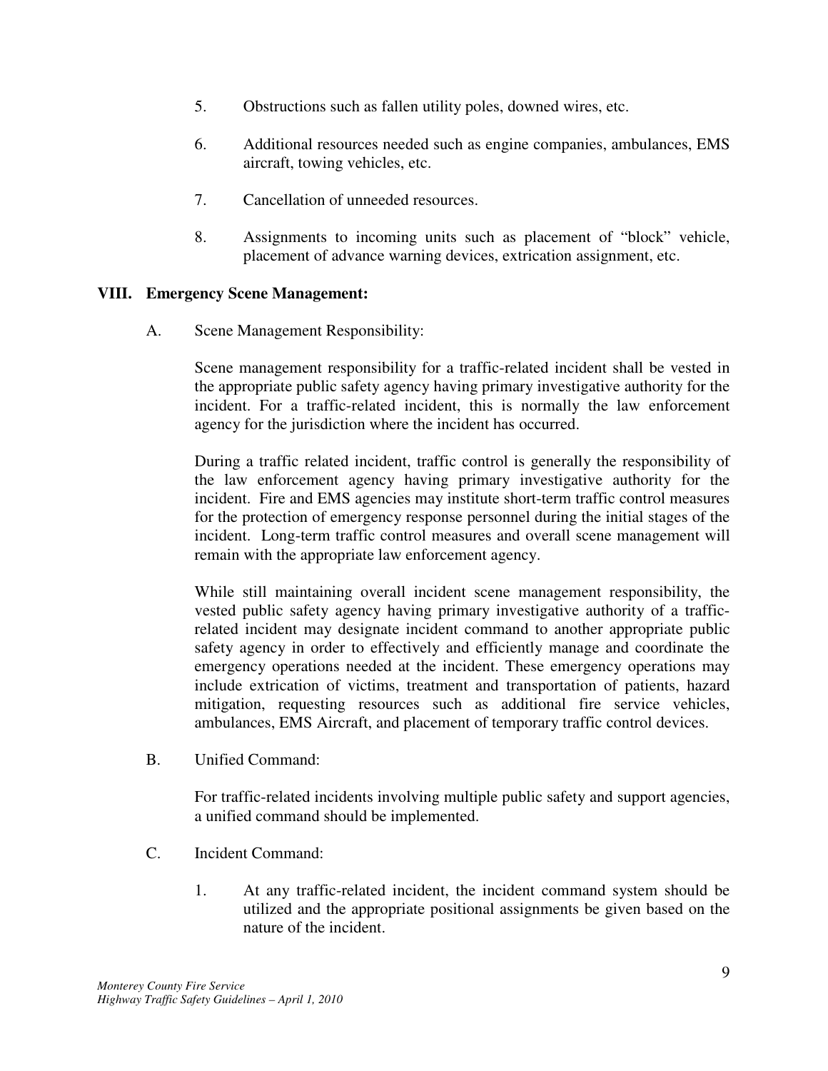5. Obstructions such as fallen utility poles, downed wires, etc.

6. Additional resources needed such as engine companies, ambulances, EMS aircraft, towing vehicles, etc.

7. Cancellation of unneeded resources.

8. Assignments to incoming units such as placement of "block" vehicle, placement of advance warning devices, extrication assignment, etc.

## VIII. Emergency Scene Management:

A. Scene Management Responsibility:

Scene management responsibility for a traffic-related incident shall be vested in the appropriate public safety agency having primary investigative authority for the incident. For a traffic-related incident, this is normally the law enforcement agency for the jurisdiction where the incident has occurred.

During a traffic related incident, traffic control is generally the responsibility of the law enforcement agency having primary investigative authority for the incident. Fire and EMS agencies may institute short-term traffic control measures for the protection of emergency response personnel during the initial stages of the incident. Long-term traffic control measures and overall scene management will remain with the appropriate law enforcement agency.

While still maintaining overall incident scene management responsibility, the vested public safety agency having primary investigative authority of a traffic-related incident may designate incident command to another appropriate public safety agency in order to effectively and efficiently manage and coordinate the emergency operations needed at the incident. These emergency operations may include extrication of victims, treatment and transportation of patients, hazard mitigation, requesting resources such as additional fire service vehicles, ambulances, EMS Aircraft, and placement of temporary traffic control devices.

B. Unified Command:

For traffic-related incidents involving multiple public safety and support agencies, a unified command should be implemented.

C. Incident Command:

1. At any traffic-related incident, the incident command system should be utilized and the appropriate positional assignments be given based on the nature of the incident.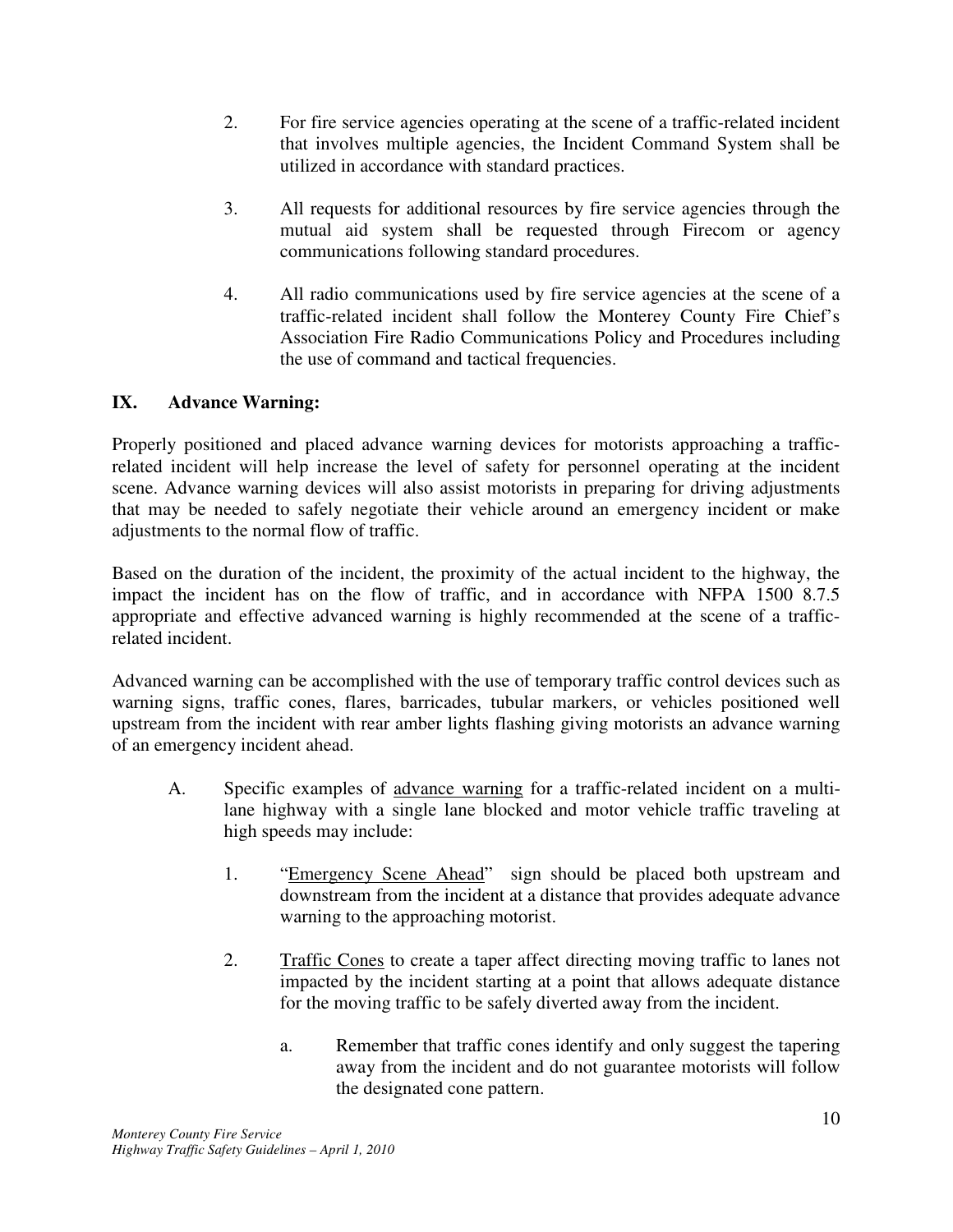2. For fire service agencies operating at the scene of a traffic-related incident that involves multiple agencies, the Incident Command System shall be utilized in accordance with standard practices.

3. All requests for additional resources by fire service agencies through the mutual aid system shall be requested through Firecom or agency communications following standard procedures.

4. All radio communications used by fire service agencies at the scene of a traffic-related incident shall follow the Monterey County Fire Chief's Association Fire Radio Communications Policy and Procedures including the use of command and tactical frequencies.

## IX. Advance Warning:

Properly positioned and placed advance warning devices for motorists approaching a traffic-related incident will help increase the level of safety for personnel operating at the incident scene. Advance warning devices will also assist motorists in preparing for driving adjustments that may be needed to safely negotiate their vehicle around an emergency incident or make adjustments to the normal flow of traffic.

Based on the duration of the incident, the proximity of the actual incident to the highway, the impact the incident has on the flow of traffic, and in accordance with NFPA 1500 8.7.5 appropriate and effective advanced warning is highly recommended at the scene of a traffic-related incident.

Advanced warning can be accomplished with the use of temporary traffic control devices such as warning signs, traffic cones, flares, barricades, tubular markers, or vehicles positioned well upstream from the incident with rear amber lights flashing giving motorists an advance warning of an emergency incident ahead.

A. Specific examples of <u>advance warning</u> for a traffic-related incident on a multi-lane highway with a single lane blocked and motor vehicle traffic traveling at high speeds may include:

   1. "<u>Emergency Scene Ahead</u>" sign should be placed both upstream and downstream from the incident at a distance that provides adequate advance warning to the approaching motorist.

   2. <u>Traffic Cones</u> to create a taper affect directing moving traffic to lanes not impacted by the incident starting at a point that allows adequate distance for the moving traffic to be safely diverted away from the incident.

      a. Remember that traffic cones identify and only suggest the tapering away from the incident and do not guarantee motorists will follow the designated cone pattern.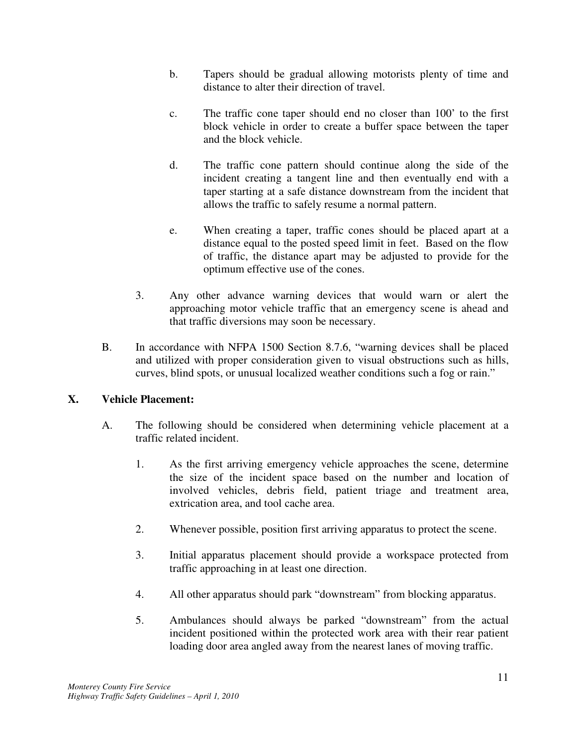b. Tapers should be gradual allowing motorists plenty of time and distance to alter their direction of travel.

c. The traffic cone taper should end no closer than 100' to the first block vehicle in order to create a buffer space between the taper and the block vehicle.

d. The traffic cone pattern should continue along the side of the incident creating a tangent line and then eventually end with a taper starting at a safe distance downstream from the incident that allows the traffic to safely resume a normal pattern.

e. When creating a taper, traffic cones should be placed apart at a distance equal to the posted speed limit in feet. Based on the flow of traffic, the distance apart may be adjusted to provide for the optimum effective use of the cones.

3. Any other advance warning devices that would warn or alert the approaching motor vehicle traffic that an emergency scene is ahead and that traffic diversions may soon be necessary.

B. In accordance with NFPA 1500 Section 8.7.6, "warning devices shall be placed and utilized with proper consideration given to visual obstructions such as hills, curves, blind spots, or unusual localized weather conditions such a fog or rain."

## X. Vehicle Placement:

A. The following should be considered when determining vehicle placement at a traffic related incident.

1. As the first arriving emergency vehicle approaches the scene, determine the size of the incident space based on the number and location of involved vehicles, debris field, patient triage and treatment area, extrication area, and tool cache area.

2. Whenever possible, position first arriving apparatus to protect the scene.

3. Initial apparatus placement should provide a workspace protected from traffic approaching in at least one direction.

4. All other apparatus should park "downstream" from blocking apparatus.

5. Ambulances should always be parked "downstream" from the actual incident positioned within the protected work area with their rear patient loading door area angled away from the nearest lanes of moving traffic.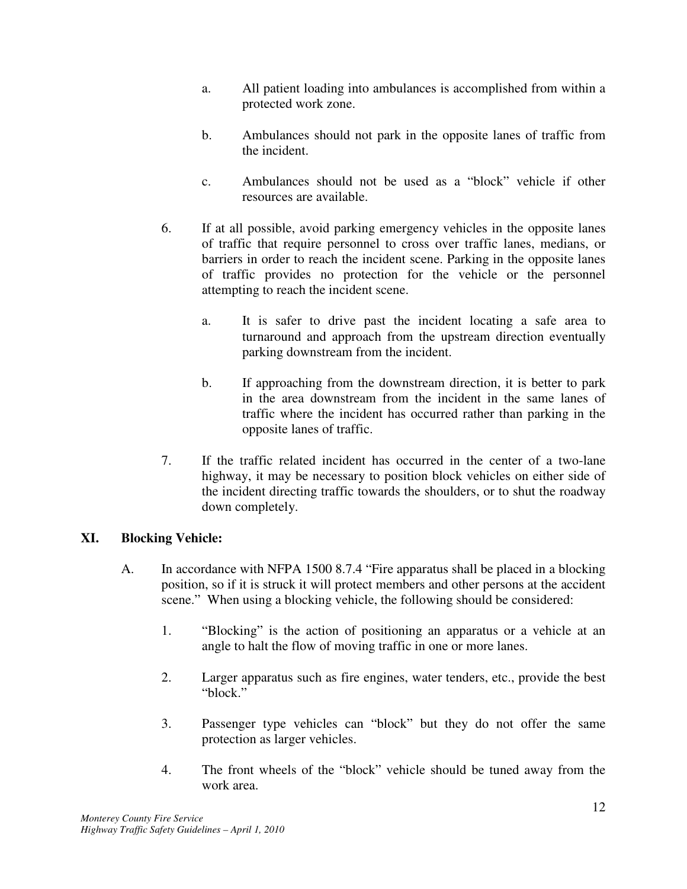a. All patient loading into ambulances is accomplished from within a protected work zone.

b. Ambulances should not park in the opposite lanes of traffic from the incident.

c. Ambulances should not be used as a "block" vehicle if other resources are available.

6. If at all possible, avoid parking emergency vehicles in the opposite lanes of traffic that require personnel to cross over traffic lanes, medians, or barriers in order to reach the incident scene. Parking in the opposite lanes of traffic provides no protection for the vehicle or the personnel attempting to reach the incident scene.

   a. It is safer to drive past the incident locating a safe area to turnaround and approach from the upstream direction eventually parking downstream from the incident.

   b. If approaching from the downstream direction, it is better to park in the area downstream from the incident in the same lanes of traffic where the incident has occurred rather than parking in the opposite lanes of traffic.

7. If the traffic related incident has occurred in the center of a two-lane highway, it may be necessary to position block vehicles on either side of the incident directing traffic towards the shoulders, or to shut the roadway down completely.

## XI. Blocking Vehicle:

A. In accordance with NFPA 1500 8.7.4 "Fire apparatus shall be placed in a blocking position, so if it is struck it will protect members and other persons at the accident scene." When using a blocking vehicle, the following should be considered:

1. "Blocking" is the action of positioning an apparatus or a vehicle at an angle to halt the flow of moving traffic in one or more lanes.

2. Larger apparatus such as fire engines, water tenders, etc., provide the best "block."

3. Passenger type vehicles can "block" but they do not offer the same protection as larger vehicles.

4. The front wheels of the "block" vehicle should be tuned away from the work area.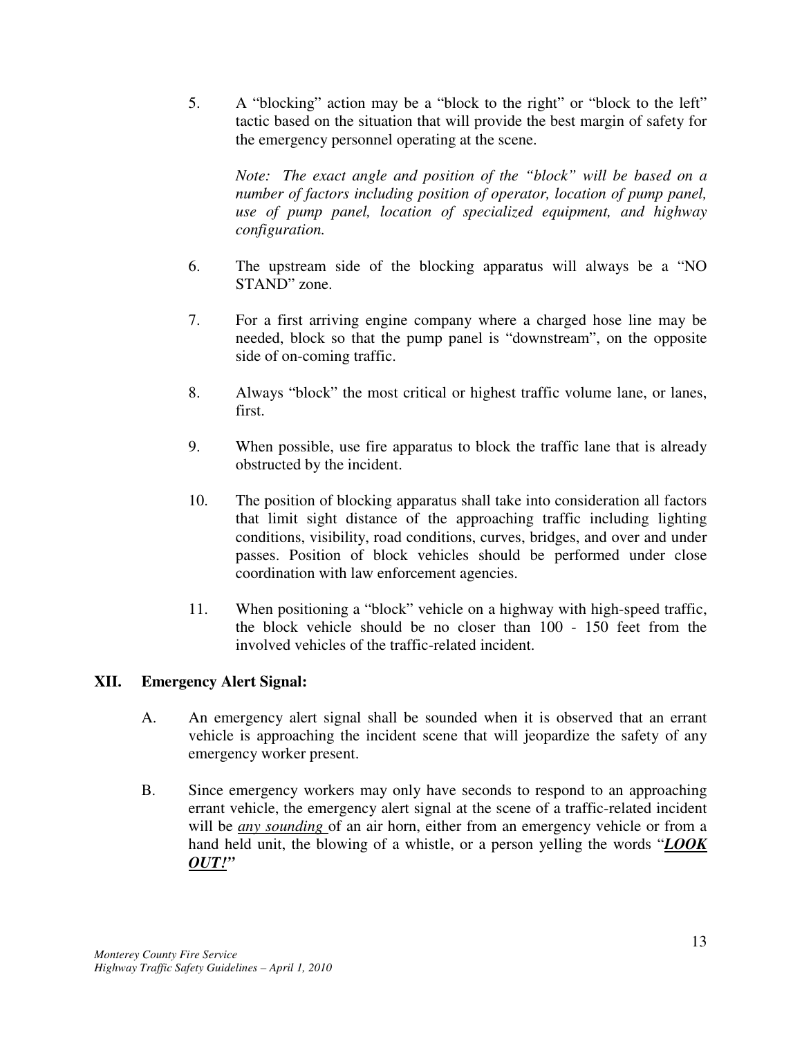5. A "blocking" action may be a "block to the right" or "block to the left" tactic based on the situation that will provide the best margin of safety for the emergency personnel operating at the scene.

   *Note: The exact angle and position of the "block" will be based on a number of factors including position of operator, location of pump panel, use of pump panel, location of specialized equipment, and highway configuration.*

6. The upstream side of the blocking apparatus will always be a "NO STAND" zone.

7. For a first arriving engine company where a charged hose line may be needed, block so that the pump panel is "downstream", on the opposite side of on-coming traffic.

8. Always "block" the most critical or highest traffic volume lane, or lanes, first.

9. When possible, use fire apparatus to block the traffic lane that is already obstructed by the incident.

10. The position of blocking apparatus shall take into consideration all factors that limit sight distance of the approaching traffic including lighting conditions, visibility, road conditions, curves, bridges, and over and under passes. Position of block vehicles should be performed under close coordination with law enforcement agencies.

11. When positioning a "block" vehicle on a highway with high-speed traffic, the block vehicle should be no closer than 100 - 150 feet from the involved vehicles of the traffic-related incident.

## XII. Emergency Alert Signal:

A. An emergency alert signal shall be sounded when it is observed that an errant vehicle is approaching the incident scene that will jeopardize the safety of any emergency worker present.

B. Since emergency workers may only have seconds to respond to an approaching errant vehicle, the emergency alert signal at the scene of a traffic-related incident will be <u>*any sounding*</u> of an air horn, either from an emergency vehicle or from a hand held unit, the blowing of a whistle, or a person yelling the words "<u>***LOOK OUT!***</u>"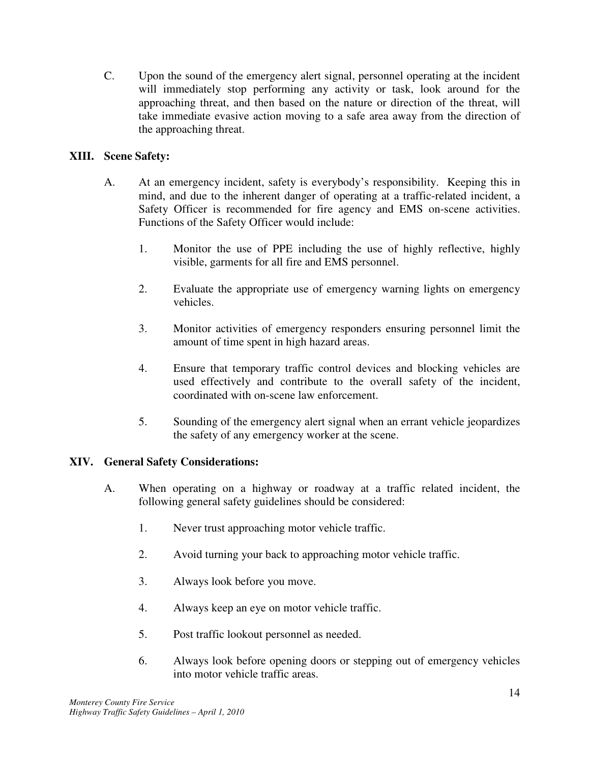C. Upon the sound of the emergency alert signal, personnel operating at the incident will immediately stop performing any activity or task, look around for the approaching threat, and then based on the nature or direction of the threat, will take immediate evasive action moving to a safe area away from the direction of the approaching threat.

## XIII. Scene Safety:

A. At an emergency incident, safety is everybody's responsibility. Keeping this in mind, and due to the inherent danger of operating at a traffic-related incident, a Safety Officer is recommended for fire agency and EMS on-scene activities. Functions of the Safety Officer would include:

1. Monitor the use of PPE including the use of highly reflective, highly visible, garments for all fire and EMS personnel.

2. Evaluate the appropriate use of emergency warning lights on emergency vehicles.

3. Monitor activities of emergency responders ensuring personnel limit the amount of time spent in high hazard areas.

4. Ensure that temporary traffic control devices and blocking vehicles are used effectively and contribute to the overall safety of the incident, coordinated with on-scene law enforcement.

5. Sounding of the emergency alert signal when an errant vehicle jeopardizes the safety of any emergency worker at the scene.

## XIV. General Safety Considerations:

A. When operating on a highway or roadway at a traffic related incident, the following general safety guidelines should be considered:

1. Never trust approaching motor vehicle traffic.

2. Avoid turning your back to approaching motor vehicle traffic.

3. Always look before you move.

4. Always keep an eye on motor vehicle traffic.

5. Post traffic lookout personnel as needed.

6. Always look before opening doors or stepping out of emergency vehicles into motor vehicle traffic areas.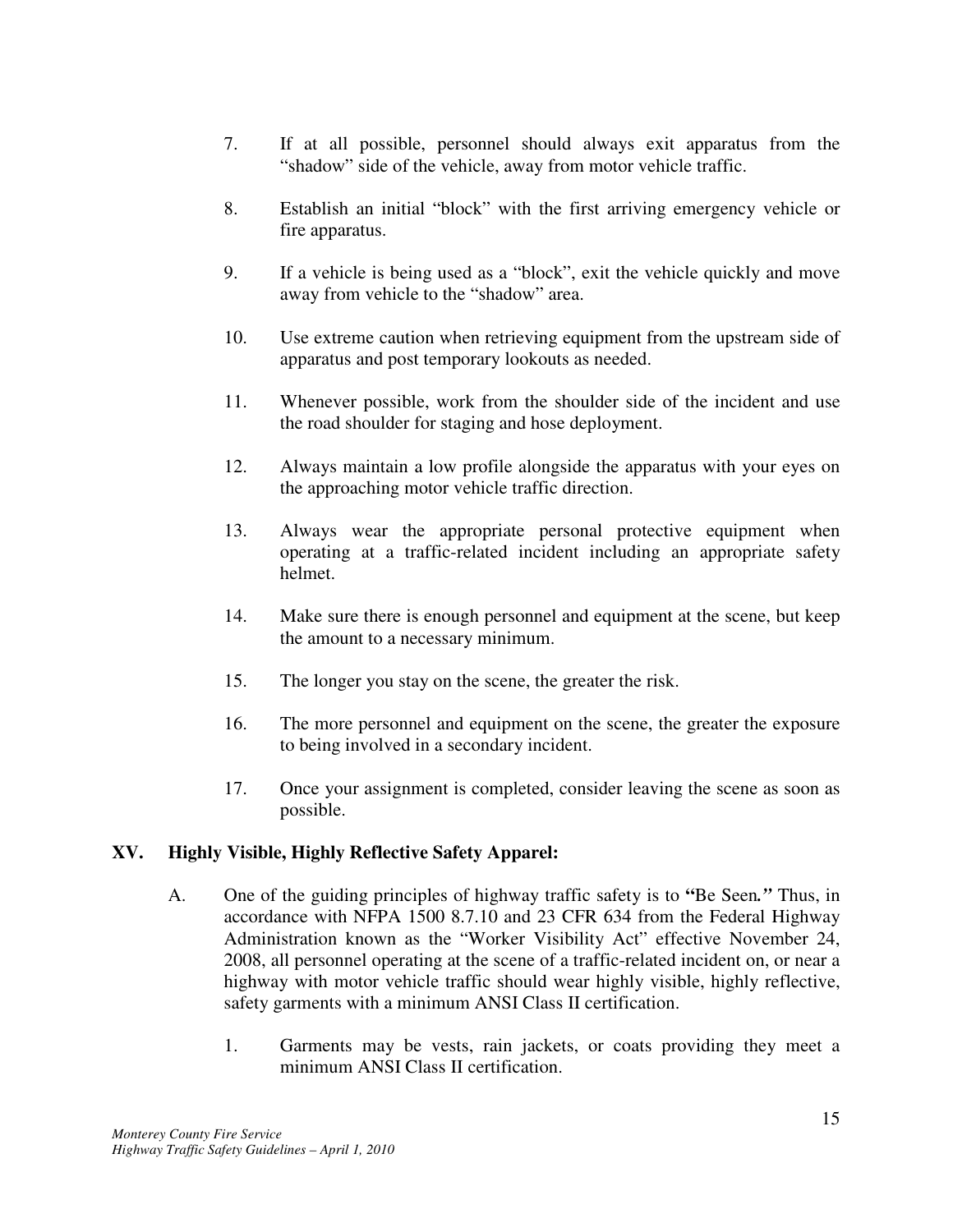7. If at all possible, personnel should always exit apparatus from the "shadow" side of the vehicle, away from motor vehicle traffic.

8. Establish an initial "block" with the first arriving emergency vehicle or fire apparatus.

9. If a vehicle is being used as a "block", exit the vehicle quickly and move away from vehicle to the "shadow" area.

10. Use extreme caution when retrieving equipment from the upstream side of apparatus and post temporary lookouts as needed.

11. Whenever possible, work from the shoulder side of the incident and use the road shoulder for staging and hose deployment.

12. Always maintain a low profile alongside the apparatus with your eyes on the approaching motor vehicle traffic direction.

13. Always wear the appropriate personal protective equipment when operating at a traffic-related incident including an appropriate safety helmet.

14. Make sure there is enough personnel and equipment at the scene, but keep the amount to a necessary minimum.

15. The longer you stay on the scene, the greater the risk.

16. The more personnel and equipment on the scene, the greater the exposure to being involved in a secondary incident.

17. Once your assignment is completed, consider leaving the scene as soon as possible.

## XV. Highly Visible, Highly Reflective Safety Apparel:

A. One of the guiding principles of highway traffic safety is to **"**Be Seen***."*** Thus, in accordance with NFPA 1500 8.7.10 and 23 CFR 634 from the Federal Highway Administration known as the "Worker Visibility Act" effective November 24, 2008, all personnel operating at the scene of a traffic-related incident on, or near a highway with motor vehicle traffic should wear highly visible, highly reflective, safety garments with a minimum ANSI Class II certification.

   1. Garments may be vests, rain jackets, or coats providing they meet a minimum ANSI Class II certification.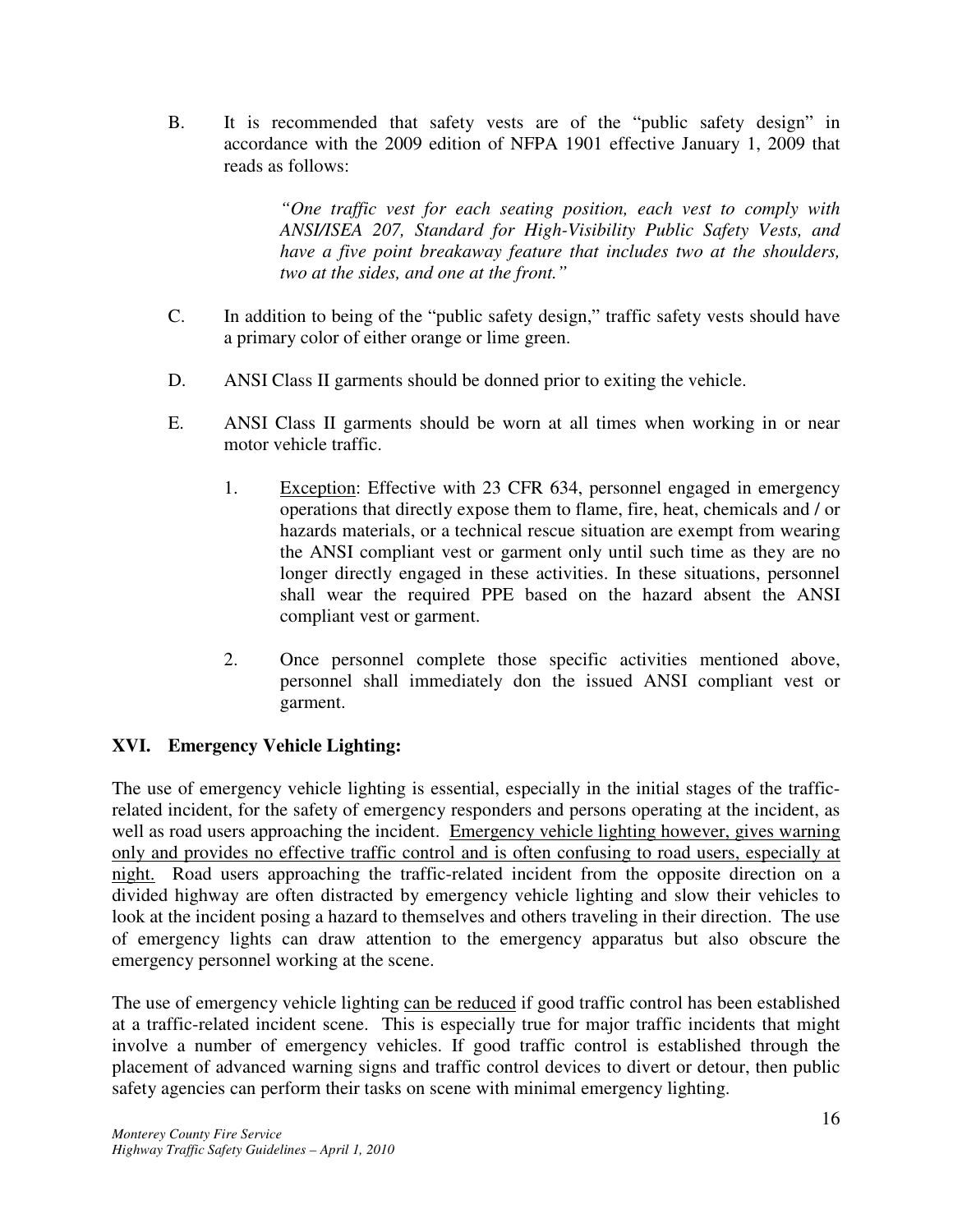B. It is recommended that safety vests are of the "public safety design" in accordance with the 2009 edition of NFPA 1901 effective January 1, 2009 that reads as follows:

> *"One traffic vest for each seating position, each vest to comply with ANSI/ISEA 207, Standard for High-Visibility Public Safety Vests, and have a five point breakaway feature that includes two at the shoulders, two at the sides, and one at the front."*

C. In addition to being of the "public safety design," traffic safety vests should have a primary color of either orange or lime green.

D. ANSI Class II garments should be donned prior to exiting the vehicle.

E. ANSI Class II garments should be worn at all times when working in or near motor vehicle traffic.

1. <u>Exception</u>: Effective with 23 CFR 634, personnel engaged in emergency operations that directly expose them to flame, fire, heat, chemicals and / or hazards materials, or a technical rescue situation are exempt from wearing the ANSI compliant vest or garment only until such time as they are no longer directly engaged in these activities. In these situations, personnel shall wear the required PPE based on the hazard absent the ANSI compliant vest or garment.

2. Once personnel complete those specific activities mentioned above, personnel shall immediately don the issued ANSI compliant vest or garment.

## XVI. Emergency Vehicle Lighting:

The use of emergency vehicle lighting is essential, especially in the initial stages of the traffic-related incident, for the safety of emergency responders and persons operating at the incident, as well as road users approaching the incident. <u>Emergency vehicle lighting however, gives warning only and provides no effective traffic control and is often confusing to road users, especially at night.</u> Road users approaching the traffic-related incident from the opposite direction on a divided highway are often distracted by emergency vehicle lighting and slow their vehicles to look at the incident posing a hazard to themselves and others traveling in their direction. The use of emergency lights can draw attention to the emergency apparatus but also obscure the emergency personnel working at the scene.

The use of emergency vehicle lighting <u>can be reduced</u> if good traffic control has been established at a traffic-related incident scene. This is especially true for major traffic incidents that might involve a number of emergency vehicles. If good traffic control is established through the placement of advanced warning signs and traffic control devices to divert or detour, then public safety agencies can perform their tasks on scene with minimal emergency lighting.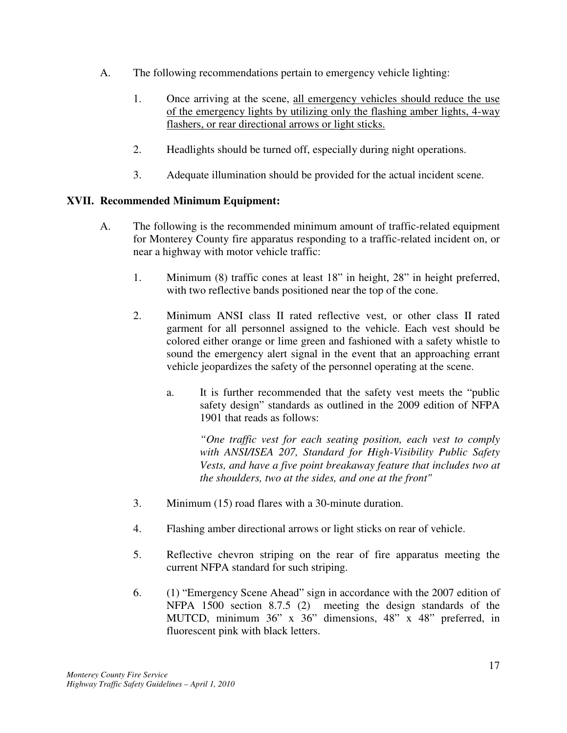A. The following recommendations pertain to emergency vehicle lighting:

   1. Once arriving at the scene, <u>all emergency vehicles should reduce the use of the emergency lights by utilizing only the flashing amber lights, 4-way flashers, or rear directional arrows or light sticks.</u>

   2. Headlights should be turned off, especially during night operations.

   3. Adequate illumination should be provided for the actual incident scene.

## XVII. Recommended Minimum Equipment:

A. The following is the recommended minimum amount of traffic-related equipment for Monterey County fire apparatus responding to a traffic-related incident on, or near a highway with motor vehicle traffic:

   1. Minimum (8) traffic cones at least 18" in height, 28" in height preferred, with two reflective bands positioned near the top of the cone.

   2. Minimum ANSI class II rated reflective vest, or other class II rated garment for all personnel assigned to the vehicle. Each vest should be colored either orange or lime green and fashioned with a safety whistle to sound the emergency alert signal in the event that an approaching errant vehicle jeopardizes the safety of the personnel operating at the scene.

      a. It is further recommended that the safety vest meets the "public safety design" standards as outlined in the 2009 edition of NFPA 1901 that reads as follows:

         *"One traffic vest for each seating position, each vest to comply with ANSI/ISEA 207, Standard for High-Visibility Public Safety Vests, and have a five point breakaway feature that includes two at the shoulders, two at the sides, and one at the front"*

   3. Minimum (15) road flares with a 30-minute duration.

   4. Flashing amber directional arrows or light sticks on rear of vehicle.

   5. Reflective chevron striping on the rear of fire apparatus meeting the current NFPA standard for such striping.

   6. (1) "Emergency Scene Ahead" sign in accordance with the 2007 edition of NFPA 1500 section 8.7.5 (2) meeting the design standards of the MUTCD, minimum 36" x 36" dimensions, 48" x 48" preferred, in fluorescent pink with black letters.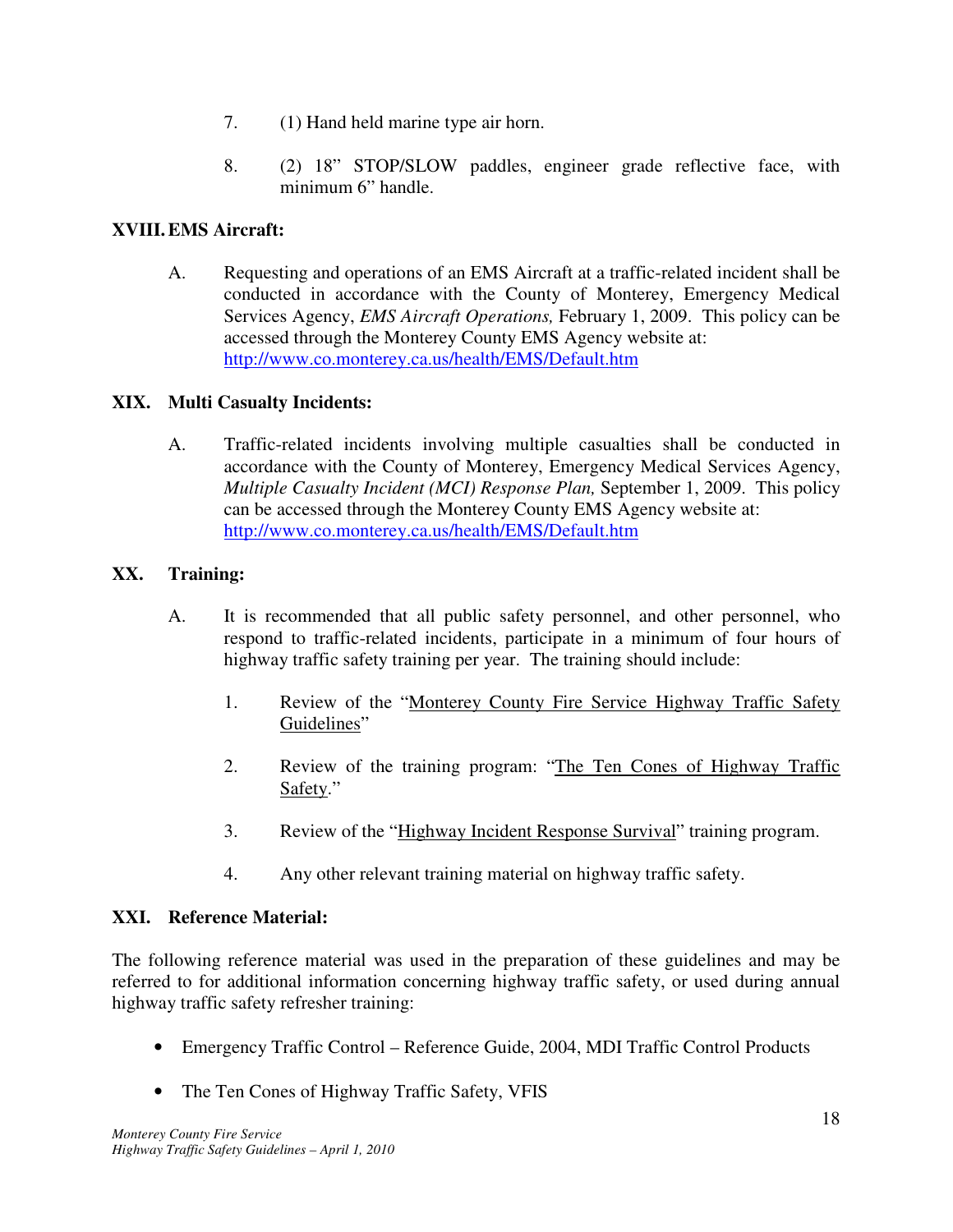7. (1) Hand held marine type air horn.

8. (2) 18" STOP/SLOW paddles, engineer grade reflective face, with minimum 6" handle.

## XVIII. EMS Aircraft:

A. Requesting and operations of an EMS Aircraft at a traffic-related incident shall be conducted in accordance with the County of Monterey, Emergency Medical Services Agency, *EMS Aircraft Operations,* February 1, 2009. This policy can be accessed through the Monterey County EMS Agency website at: http://www.co.monterey.ca.us/health/EMS/Default.htm

## XIX. Multi Casualty Incidents:

A. Traffic-related incidents involving multiple casualties shall be conducted in accordance with the County of Monterey, Emergency Medical Services Agency, *Multiple Casualty Incident (MCI) Response Plan,* September 1, 2009. This policy can be accessed through the Monterey County EMS Agency website at: http://www.co.monterey.ca.us/health/EMS/Default.htm

## XX. Training:

A. It is recommended that all public safety personnel, and other personnel, who respond to traffic-related incidents, participate in a minimum of four hours of highway traffic safety training per year. The training should include:

1. Review of the "<u>Monterey County Fire Service Highway Traffic Safety Guidelines</u>"

2. Review of the training program: "<u>The Ten Cones of Highway Traffic Safety</u>."

3. Review of the "<u>Highway Incident Response Survival</u>" training program.

4. Any other relevant training material on highway traffic safety.

## XXI. Reference Material:

The following reference material was used in the preparation of these guidelines and may be referred to for additional information concerning highway traffic safety, or used during annual highway traffic safety refresher training:

- Emergency Traffic Control – Reference Guide, 2004, MDI Traffic Control Products
- The Ten Cones of Highway Traffic Safety, VFIS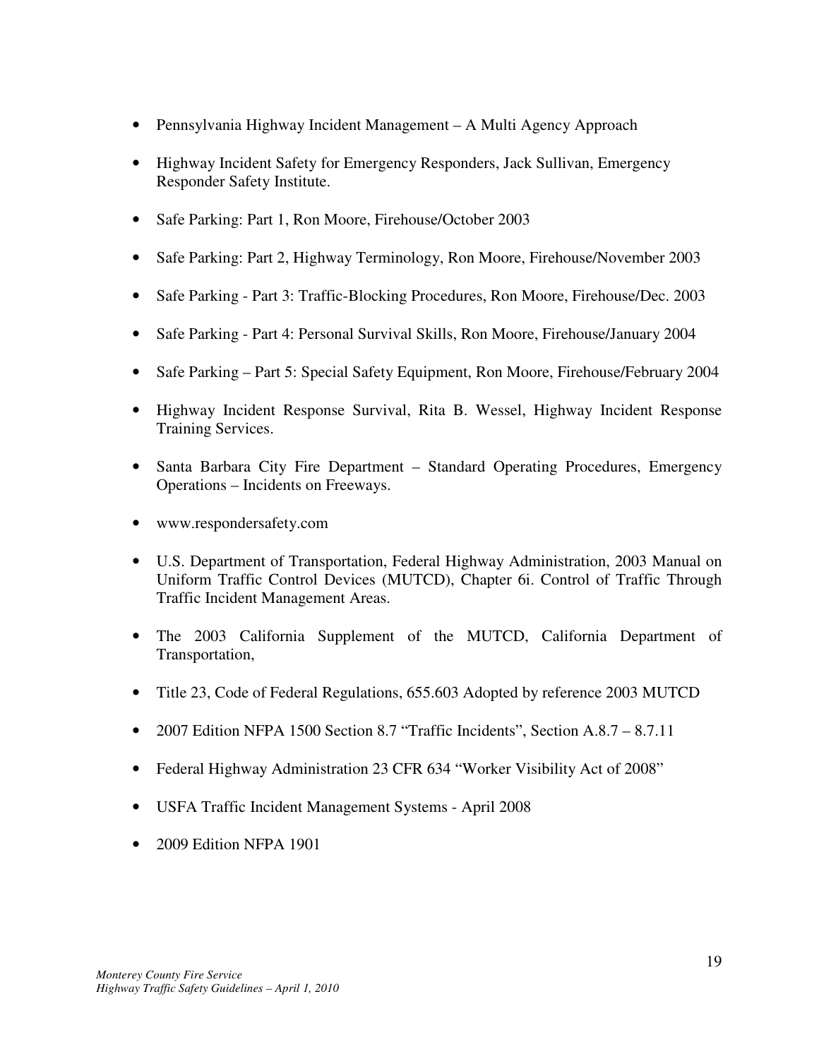- Pennsylvania Highway Incident Management – A Multi Agency Approach
- Highway Incident Safety for Emergency Responders, Jack Sullivan, Emergency Responder Safety Institute.
- Safe Parking: Part 1, Ron Moore, Firehouse/October 2003
- Safe Parking: Part 2, Highway Terminology, Ron Moore, Firehouse/November 2003
- Safe Parking - Part 3: Traffic-Blocking Procedures, Ron Moore, Firehouse/Dec. 2003
- Safe Parking - Part 4: Personal Survival Skills, Ron Moore, Firehouse/January 2004
- Safe Parking – Part 5: Special Safety Equipment, Ron Moore, Firehouse/February 2004
- Highway Incident Response Survival, Rita B. Wessel, Highway Incident Response Training Services.
- Santa Barbara City Fire Department – Standard Operating Procedures, Emergency Operations – Incidents on Freeways.
- www.respondersafety.com
- U.S. Department of Transportation, Federal Highway Administration, 2003 Manual on Uniform Traffic Control Devices (MUTCD), Chapter 6i. Control of Traffic Through Traffic Incident Management Areas.
- The 2003 California Supplement of the MUTCD, California Department of Transportation,
- Title 23, Code of Federal Regulations, 655.603 Adopted by reference 2003 MUTCD
- 2007 Edition NFPA 1500 Section 8.7 "Traffic Incidents", Section A.8.7 – 8.7.11
- Federal Highway Administration 23 CFR 634 "Worker Visibility Act of 2008"
- USFA Traffic Incident Management Systems - April 2008
- 2009 Edition NFPA 1901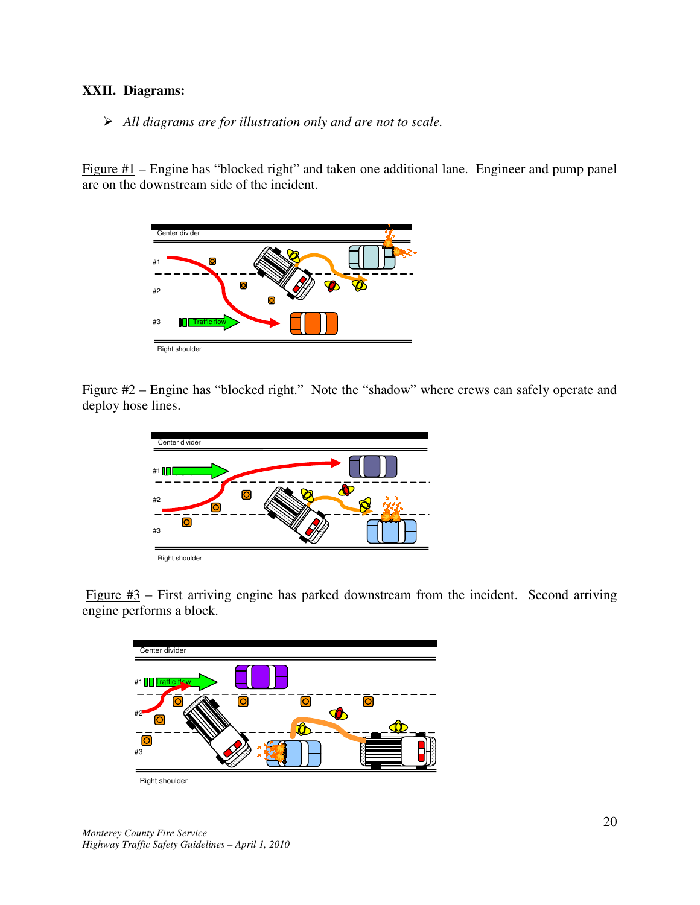## XXII. Diagrams:

- *All diagrams are for illustration only and are not to scale.*

Figure #1 – Engine has "blocked right" and taken one additional lane. Engineer and pump panel are on the downstream side of the incident.

Figure #2 – Engine has "blocked right." Note the "shadow" where crews can safely operate and deploy hose lines.

Figure #3 – First arriving engine has parked downstream from the incident. Second arriving engine performs a block.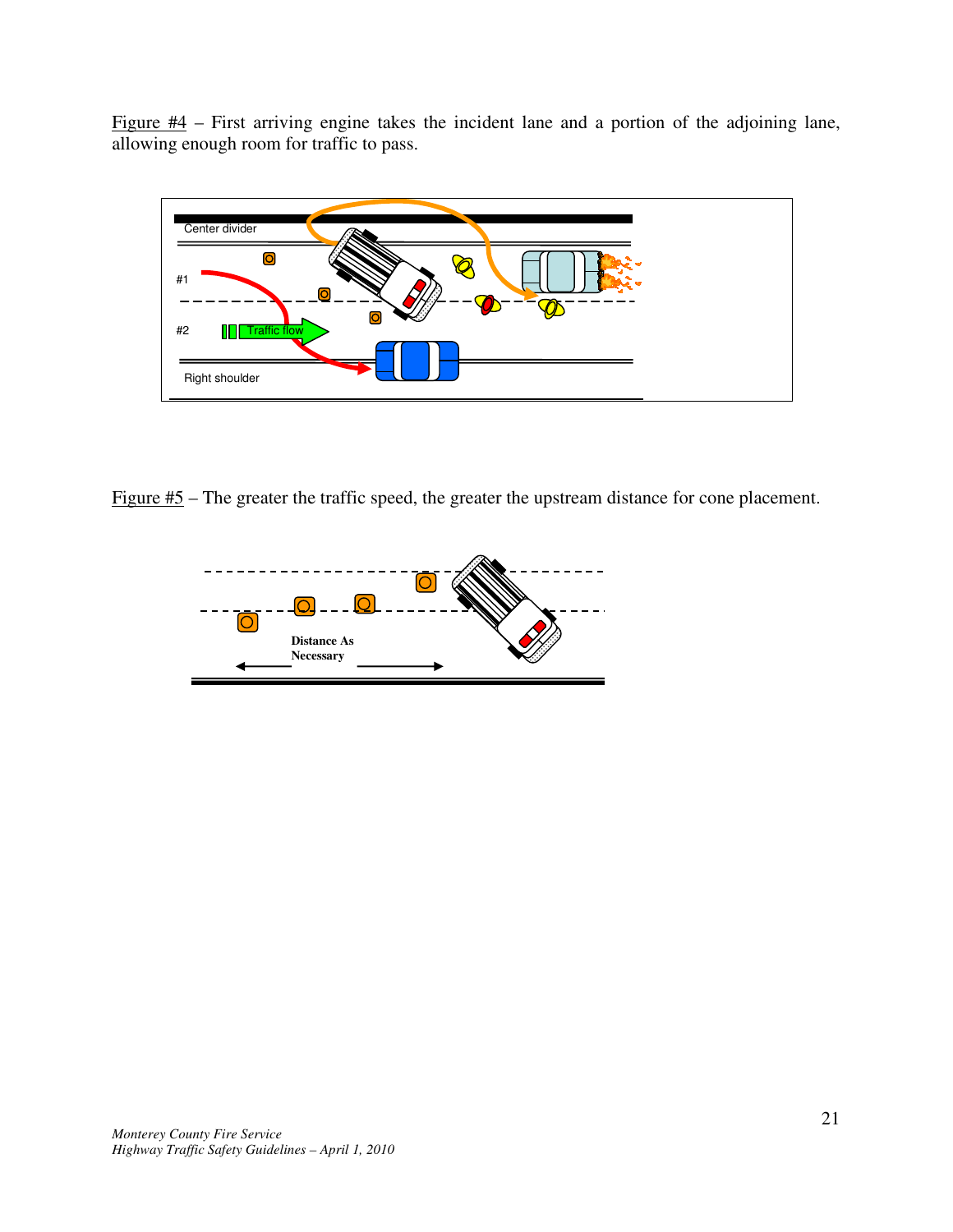Figure #4 – First arriving engine takes the incident lane and a portion of the adjoining lane, allowing enough room for traffic to pass.

Center divider

#1

#2

Traffic flow

Right shoulder

Figure #5 – The greater the traffic speed, the greater the upstream distance for cone placement.

Distance As Necessary

*Monterey County Fire Service*
*Highway Traffic Safety Guidelines – April 1, 2010*